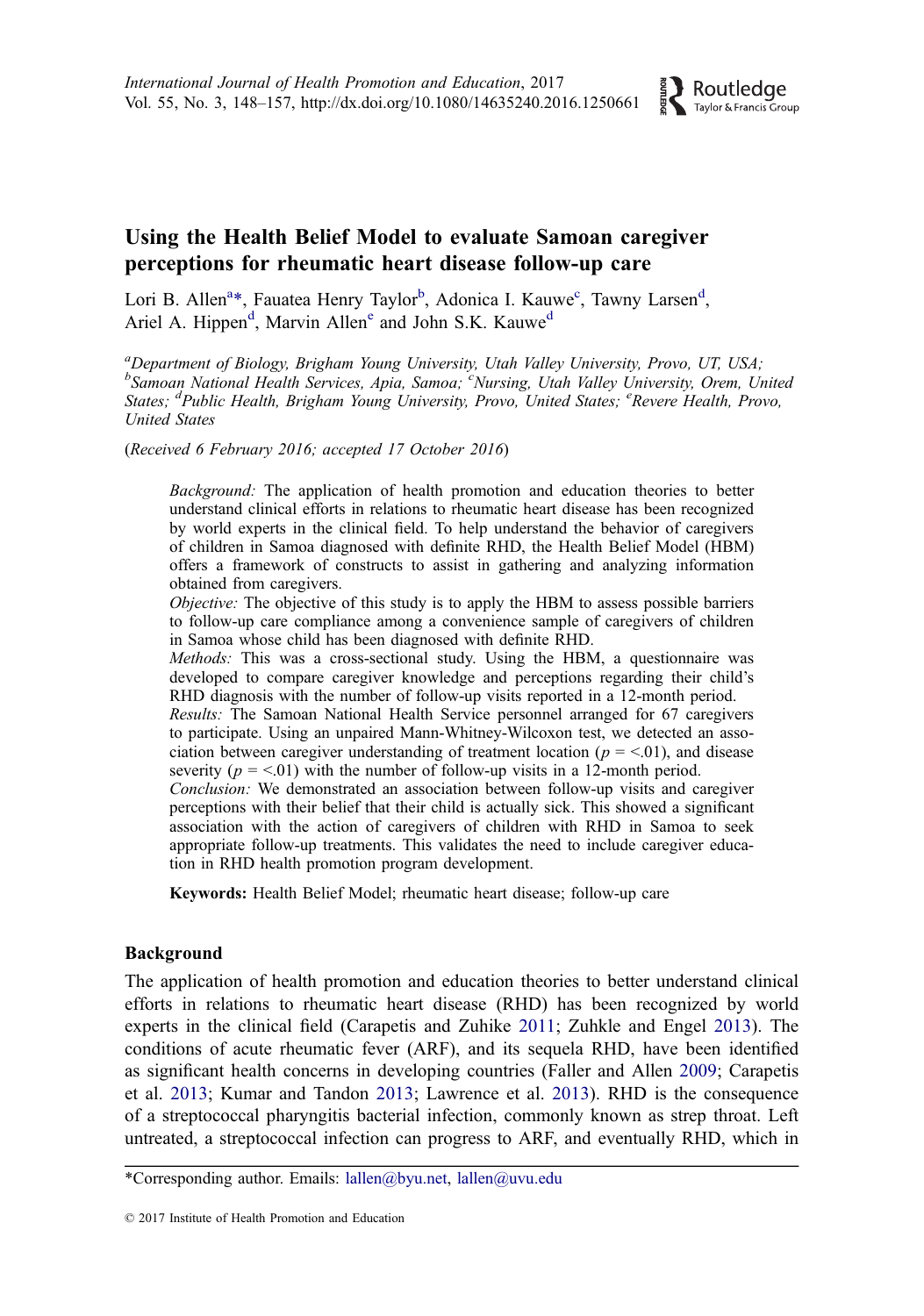# Using the Health Belief Model to evaluate Samoan caregiver perceptions for rheumatic heart disease follow-up care

Lori B. Allen[a*], Fauatea Henry Taylor[b], Adonica I. Kauwe[c], Tawny Larsen[d], Ariel A. Hippen[d], Marvin Allen[e] and John S.K. Kauwe[d]

[a]*Department of Biology, Brigham Young University, Utah Valley University, Provo, UT, USA;* [b]*Samoan National Health Services, Apia, Samoa;* [c]*Nursing, Utah Valley University, Orem, United States;* [d]*Public Health, Brigham Young University, Provo, United States;* [e]*Revere Health, Provo, United States*

(*Received 6 February 2016; accepted 17 October 2016*)

*Background:* The application of health promotion and education theories to better understand clinical efforts in relations to rheumatic heart disease has been recognized by world experts in the clinical field. To help understand the behavior of caregivers of children in Samoa diagnosed with definite RHD, the Health Belief Model (HBM) offers a framework of constructs to assist in gathering and analyzing information obtained from caregivers.

*Objective:* The objective of this study is to apply the HBM to assess possible barriers to follow-up care compliance among a convenience sample of caregivers of children in Samoa whose child has been diagnosed with definite RHD.

*Methods:* This was a cross-sectional study. Using the HBM, a questionnaire was developed to compare caregiver knowledge and perceptions regarding their child's RHD diagnosis with the number of follow-up visits reported in a 12-month period.

*Results:* The Samoan National Health Service personnel arranged for 67 caregivers to participate. Using an unpaired Mann-Whitney-Wilcoxon test, we detected an association between caregiver understanding of treatment location ($p = <.01$), and disease severity ($p = <.01$) with the number of follow-up visits in a 12-month period.

*Conclusion:* We demonstrated an association between follow-up visits and caregiver perceptions with their belief that their child is actually sick. This showed a significant association with the action of caregivers of children with RHD in Samoa to seek appropriate follow-up treatments. This validates the need to include caregiver education in RHD health promotion program development.

**Keywords:** Health Belief Model; rheumatic heart disease; follow-up care

## Background

The application of health promotion and education theories to better understand clinical efforts in relations to rheumatic heart disease (RHD) has been recognized by world experts in the clinical field (Carapetis and Zuhike 2011; Zuhkle and Engel 2013). The conditions of acute rheumatic fever (ARF), and its sequela RHD, have been identified as significant health concerns in developing countries (Faller and Allen 2009; Carapetis et al. 2013; Kumar and Tandon 2013; Lawrence et al. 2013). RHD is the consequence of a streptococcal pharyngitis bacterial infection, commonly known as strep throat. Left untreated, a streptococcal infection can progress to ARF, and eventually RHD, which in

*Corresponding author. Emails: lallen@byu.net, lallen@uvu.edu

© 2017 Institute of Health Promotion and Education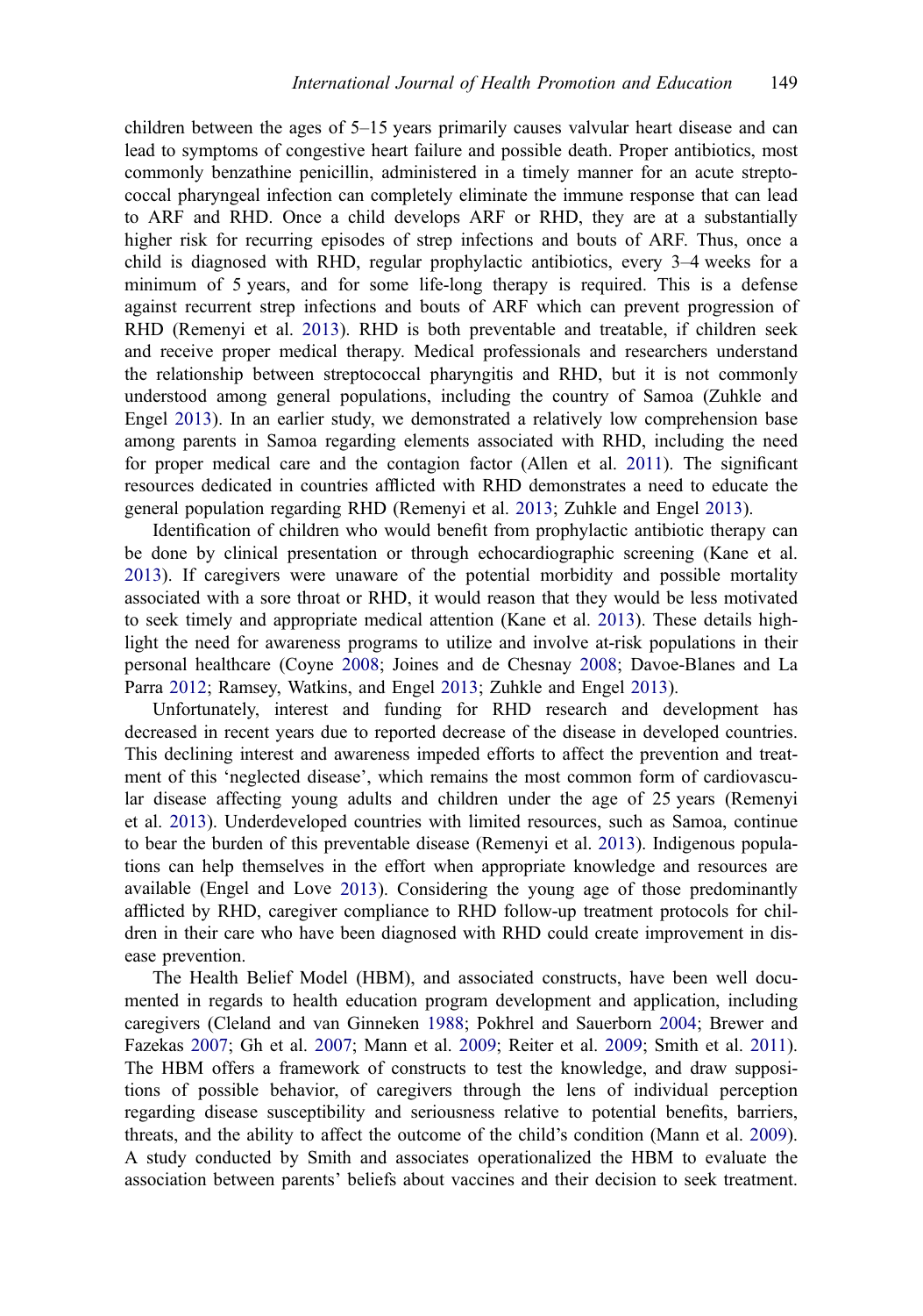children between the ages of 5–15 years primarily causes valvular heart disease and can lead to symptoms of congestive heart failure and possible death. Proper antibiotics, most commonly benzathine penicillin, administered in a timely manner for an acute streptococcal pharyngeal infection can completely eliminate the immune response that can lead to ARF and RHD. Once a child develops ARF or RHD, they are at a substantially higher risk for recurring episodes of strep infections and bouts of ARF. Thus, once a child is diagnosed with RHD, regular prophylactic antibiotics, every 3–4 weeks for a minimum of 5 years, and for some life-long therapy is required. This is a defense against recurrent strep infections and bouts of ARF which can prevent progression of RHD (Remenyi et al. 2013). RHD is both preventable and treatable, if children seek and receive proper medical therapy. Medical professionals and researchers understand the relationship between streptococcal pharyngitis and RHD, but it is not commonly understood among general populations, including the country of Samoa (Zuhkle and Engel 2013). In an earlier study, we demonstrated a relatively low comprehension base among parents in Samoa regarding elements associated with RHD, including the need for proper medical care and the contagion factor (Allen et al. 2011). The significant resources dedicated in countries afflicted with RHD demonstrates a need to educate the general population regarding RHD (Remenyi et al. 2013; Zuhkle and Engel 2013).

Identification of children who would benefit from prophylactic antibiotic therapy can be done by clinical presentation or through echocardiographic screening (Kane et al. 2013). If caregivers were unaware of the potential morbidity and possible mortality associated with a sore throat or RHD, it would reason that they would be less motivated to seek timely and appropriate medical attention (Kane et al. 2013). These details highlight the need for awareness programs to utilize and involve at-risk populations in their personal healthcare (Coyne 2008; Joines and de Chesnay 2008; Davoe-Blanes and La Parra 2012; Ramsey, Watkins, and Engel 2013; Zuhkle and Engel 2013).

Unfortunately, interest and funding for RHD research and development has decreased in recent years due to reported decrease of the disease in developed countries. This declining interest and awareness impeded efforts to affect the prevention and treatment of this 'neglected disease', which remains the most common form of cardiovascular disease affecting young adults and children under the age of 25 years (Remenyi et al. 2013). Underdeveloped countries with limited resources, such as Samoa, continue to bear the burden of this preventable disease (Remenyi et al. 2013). Indigenous populations can help themselves in the effort when appropriate knowledge and resources are available (Engel and Love 2013). Considering the young age of those predominantly afflicted by RHD, caregiver compliance to RHD follow-up treatment protocols for children in their care who have been diagnosed with RHD could create improvement in disease prevention.

The Health Belief Model (HBM), and associated constructs, have been well documented in regards to health education program development and application, including caregivers (Cleland and van Ginneken 1988; Pokhrel and Sauerborn 2004; Brewer and Fazekas 2007; Gh et al. 2007; Mann et al. 2009; Reiter et al. 2009; Smith et al. 2011). The HBM offers a framework of constructs to test the knowledge, and draw suppositions of possible behavior, of caregivers through the lens of individual perception regarding disease susceptibility and seriousness relative to potential benefits, barriers, threats, and the ability to affect the outcome of the child's condition (Mann et al. 2009). A study conducted by Smith and associates operationalized the HBM to evaluate the association between parents' beliefs about vaccines and their decision to seek treatment.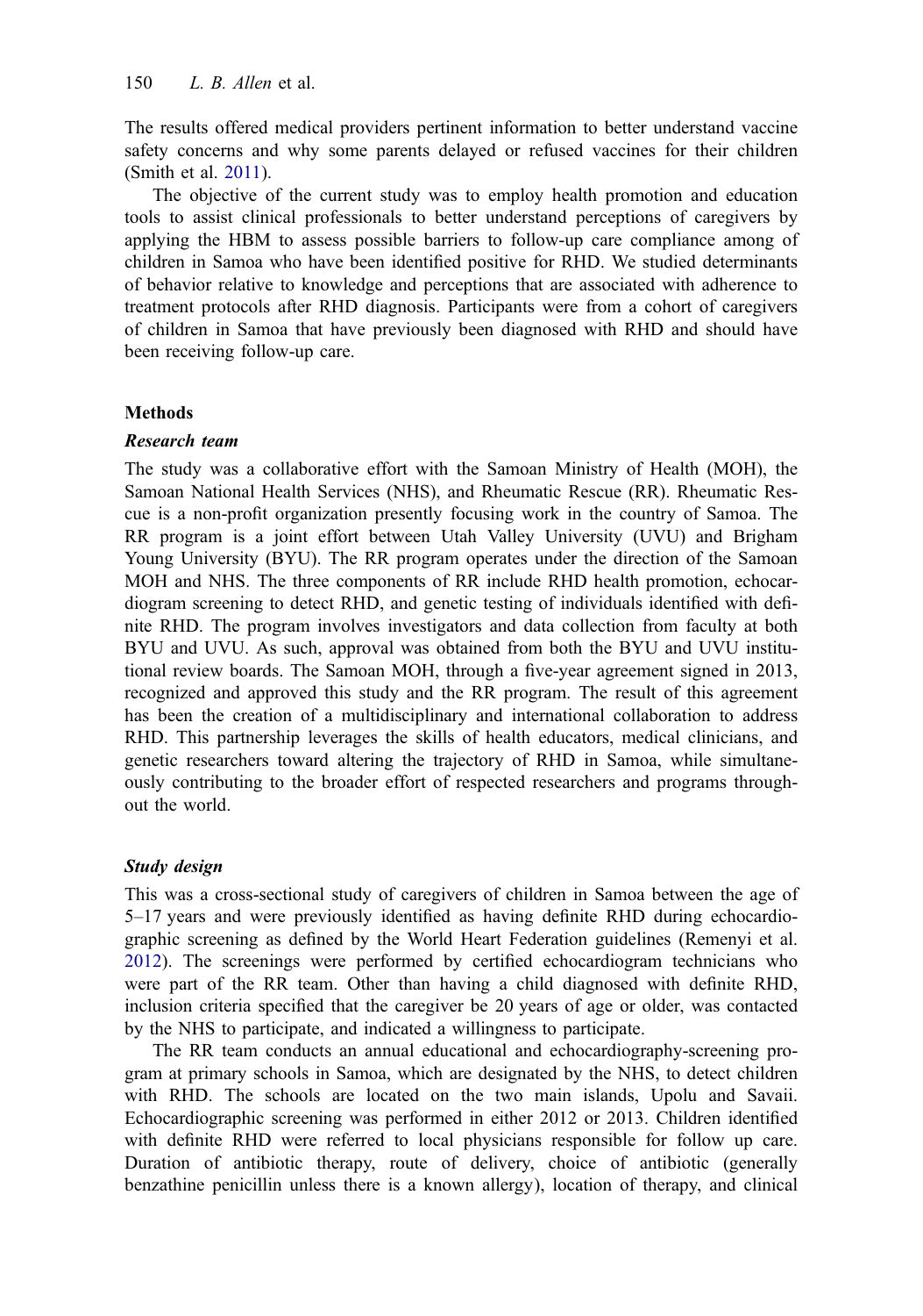The results offered medical providers pertinent information to better understand vaccine safety concerns and why some parents delayed or refused vaccines for their children (Smith et al. 2011).

The objective of the current study was to employ health promotion and education tools to assist clinical professionals to better understand perceptions of caregivers by applying the HBM to assess possible barriers to follow-up care compliance among of children in Samoa who have been identified positive for RHD. We studied determinants of behavior relative to knowledge and perceptions that are associated with adherence to treatment protocols after RHD diagnosis. Participants were from a cohort of caregivers of children in Samoa that have previously been diagnosed with RHD and should have been receiving follow-up care.

## Methods

### *Research team*

The study was a collaborative effort with the Samoan Ministry of Health (MOH), the Samoan National Health Services (NHS), and Rheumatic Rescue (RR). Rheumatic Rescue is a non-profit organization presently focusing work in the country of Samoa. The RR program is a joint effort between Utah Valley University (UVU) and Brigham Young University (BYU). The RR program operates under the direction of the Samoan MOH and NHS. The three components of RR include RHD health promotion, echocardiogram screening to detect RHD, and genetic testing of individuals identified with definite RHD. The program involves investigators and data collection from faculty at both BYU and UVU. As such, approval was obtained from both the BYU and UVU institutional review boards. The Samoan MOH, through a five-year agreement signed in 2013, recognized and approved this study and the RR program. The result of this agreement has been the creation of a multidisciplinary and international collaboration to address RHD. This partnership leverages the skills of health educators, medical clinicians, and genetic researchers toward altering the trajectory of RHD in Samoa, while simultaneously contributing to the broader effort of respected researchers and programs throughout the world.

### *Study design*

This was a cross-sectional study of caregivers of children in Samoa between the age of 5–17 years and were previously identified as having definite RHD during echocardiographic screening as defined by the World Heart Federation guidelines (Remenyi et al. 2012). The screenings were performed by certified echocardiogram technicians who were part of the RR team. Other than having a child diagnosed with definite RHD, inclusion criteria specified that the caregiver be 20 years of age or older, was contacted by the NHS to participate, and indicated a willingness to participate.

The RR team conducts an annual educational and echocardiography-screening program at primary schools in Samoa, which are designated by the NHS, to detect children with RHD. The schools are located on the two main islands, Upolu and Savaii. Echocardiographic screening was performed in either 2012 or 2013. Children identified with definite RHD were referred to local physicians responsible for follow up care. Duration of antibiotic therapy, route of delivery, choice of antibiotic (generally benzathine penicillin unless there is a known allergy), location of therapy, and clinical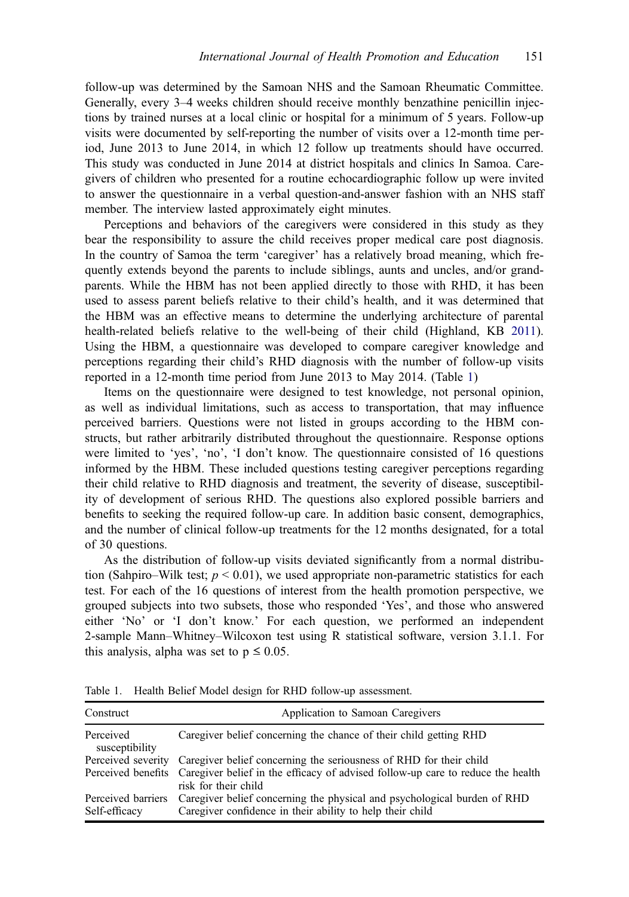follow-up was determined by the Samoan NHS and the Samoan Rheumatic Committee. Generally, every 3–4 weeks children should receive monthly benzathine penicillin injections by trained nurses at a local clinic or hospital for a minimum of 5 years. Follow-up visits were documented by self-reporting the number of visits over a 12-month time period, June 2013 to June 2014, in which 12 follow up treatments should have occurred. This study was conducted in June 2014 at district hospitals and clinics In Samoa. Caregivers of children who presented for a routine echocardiographic follow up were invited to answer the questionnaire in a verbal question-and-answer fashion with an NHS staff member. The interview lasted approximately eight minutes.

Perceptions and behaviors of the caregivers were considered in this study as they bear the responsibility to assure the child receives proper medical care post diagnosis. In the country of Samoa the term 'caregiver' has a relatively broad meaning, which frequently extends beyond the parents to include siblings, aunts and uncles, and/or grandparents. While the HBM has not been applied directly to those with RHD, it has been used to assess parent beliefs relative to their child's health, and it was determined that the HBM was an effective means to determine the underlying architecture of parental health-related beliefs relative to the well-being of their child (Highland, KB 2011). Using the HBM, a questionnaire was developed to compare caregiver knowledge and perceptions regarding their child's RHD diagnosis with the number of follow-up visits reported in a 12-month time period from June 2013 to May 2014. (Table 1)

Items on the questionnaire were designed to test knowledge, not personal opinion, as well as individual limitations, such as access to transportation, that may influence perceived barriers. Questions were not listed in groups according to the HBM constructs, but rather arbitrarily distributed throughout the questionnaire. Response options were limited to 'yes', 'no', 'I don't know. The questionnaire consisted of 16 questions informed by the HBM. These included questions testing caregiver perceptions regarding their child relative to RHD diagnosis and treatment, the severity of disease, susceptibility of development of serious RHD. The questions also explored possible barriers and benefits to seeking the required follow-up care. In addition basic consent, demographics, and the number of clinical follow-up treatments for the 12 months designated, for a total of 30 questions.

As the distribution of follow-up visits deviated significantly from a normal distribution (Sahpiro–Wilk test; $p < 0.01$), we used appropriate non-parametric statistics for each test. For each of the 16 questions of interest from the health promotion perspective, we grouped subjects into two subsets, those who responded 'Yes', and those who answered either 'No' or 'I don't know.' For each question, we performed an independent 2-sample Mann–Whitney–Wilcoxon test using R statistical software, version 3.1.1. For this analysis, alpha was set to $p \leq 0.05$.

Table 1. Health Belief Model design for RHD follow-up assessment.

| Construct | Application to Samoan Caregivers |
|---|---|
| Perceived susceptibility | Caregiver belief concerning the chance of their child getting RHD |
| Perceived severity | Caregiver belief concerning the seriousness of RHD for their child |
| Perceived benefits | Caregiver belief in the efficacy of advised follow-up care to reduce the health risk for their child |
| Perceived barriers | Caregiver belief concerning the physical and psychological burden of RHD |
| Self-efficacy | Caregiver confidence in their ability to help their child |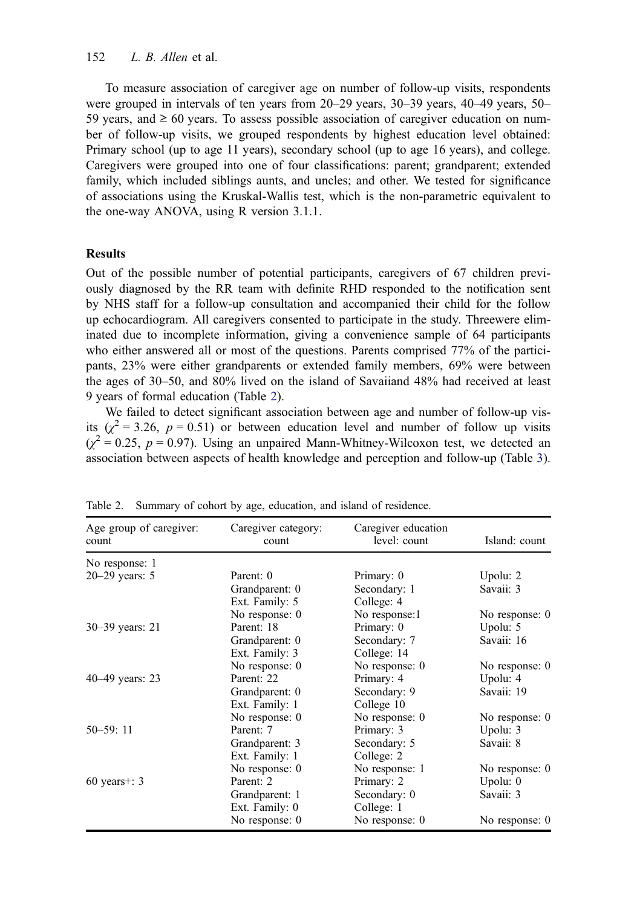To measure association of caregiver age on number of follow-up visits, respondents were grouped in intervals of ten years from 20–29 years, 30–39 years, 40–49 years, 50–59 years, and ≥ 60 years. To assess possible association of caregiver education on number of follow-up visits, we grouped respondents by highest education level obtained: Primary school (up to age 11 years), secondary school (up to age 16 years), and college. Caregivers were grouped into one of four classifications: parent; grandparent; extended family, which included siblings aunts, and uncles; and other. We tested for significance of associations using the Kruskal-Wallis test, which is the non-parametric equivalent to the one-way ANOVA, using R version 3.1.1.

## Results

Out of the possible number of potential participants, caregivers of 67 children previously diagnosed by the RR team with definite RHD responded to the notification sent by NHS staff for a follow-up consultation and accompanied their child for the follow up echocardiogram. All caregivers consented to participate in the study. Threewere eliminated due to incomplete information, giving a convenience sample of 64 participants who either answered all or most of the questions. Parents comprised 77% of the participants, 23% were either grandparents or extended family members, 69% were between the ages of 30–50, and 80% lived on the island of Savaiiand 48% had received at least 9 years of formal education (Table 2).

We failed to detect significant association between age and number of follow-up visits ($\chi^2 = 3.26$, $p = 0.51$) or between education level and number of follow up visits ($\chi^2 = 0.25$, $p = 0.97$). Using an unpaired Mann-Whitney-Wilcoxon test, we detected an association between aspects of health knowledge and perception and follow-up (Table 3).

Table 2. Summary of cohort by age, education, and island of residence.

| Age group of caregiver: count | Caregiver category: count | Caregiver education level: count | Island: count |
|---|---|---|---|
| No response: 1 | | | |
| 20–29 years: 5 | Parent: 0 | Primary: 0 | Upolu: 2 |
| | Grandparent: 0 | Secondary: 1 | Savaii: 3 |
| | Ext. Family: 5 | College: 4 | |
| | No response: 0 | No response:1 | No response: 0 |
| 30–39 years: 21 | Parent: 18 | Primary: 0 | Upolu: 5 |
| | Grandparent: 0 | Secondary: 7 | Savaii: 16 |
| | Ext. Family: 3 | College: 14 | |
| | No response: 0 | No response: 0 | No response: 0 |
| 40–49 years: 23 | Parent: 22 | Primary: 4 | Upolu: 4 |
| | Grandparent: 0 | Secondary: 9 | Savaii: 19 |
| | Ext. Family: 1 | College 10 | |
| | No response: 0 | No response: 0 | No response: 0 |
| 50–59: 11 | Parent: 7 | Primary: 3 | Upolu: 3 |
| | Grandparent: 3 | Secondary: 5 | Savaii: 8 |
| | Ext. Family: 1 | College: 2 | |
| | No response: 0 | No response: 1 | No response: 0 |
| 60 years+: 3 | Parent: 2 | Primary: 2 | Upolu: 0 |
| | Grandparent: 1 | Secondary: 0 | Savaii: 3 |
| | Ext. Family: 0 | College: 1 | |
| | No response: 0 | No response: 0 | No response: 0 |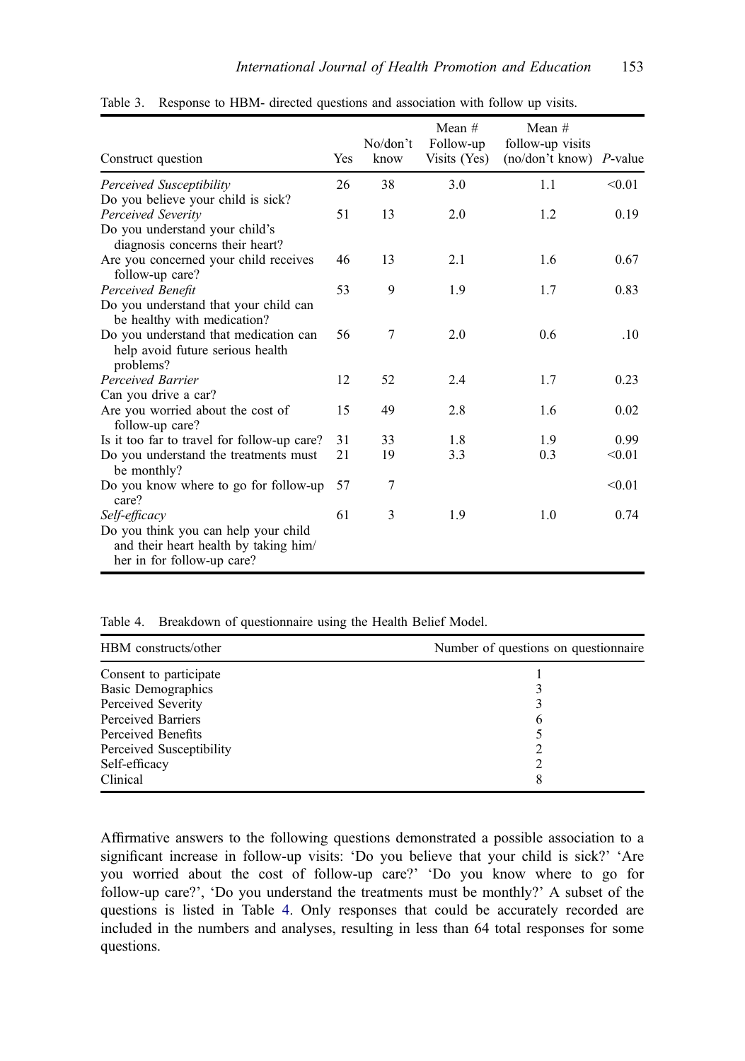Table 3. Response to HBM- directed questions and association with follow up visits.

| Construct question | Yes | No/don't know | Mean # Follow-up Visits (Yes) | Mean # follow-up visits (no/don't know) | *P*-value |
|---|---|---|---|---|---|
| *Perceived Susceptibility* Do you believe your child is sick? | 26 | 38 | 3.0 | 1.1 | <0.01 |
| *Perceived Severity* Do you understand your child's diagnosis concerns their heart? | 51 | 13 | 2.0 | 1.2 | 0.19 |
| Are you concerned your child receives follow-up care? | 46 | 13 | 2.1 | 1.6 | 0.67 |
| *Perceived Benefit* Do you understand that your child can be healthy with medication? | 53 | 9 | 1.9 | 1.7 | 0.83 |
| Do you understand that medication can help avoid future serious health problems? | 56 | 7 | 2.0 | 0.6 | .10 |
| *Perceived Barrier* Can you drive a car? | 12 | 52 | 2.4 | 1.7 | 0.23 |
| Are you worried about the cost of follow-up care? | 15 | 49 | 2.8 | 1.6 | 0.02 |
| Is it too far to travel for follow-up care? | 31 | 33 | 1.8 | 1.9 | 0.99 |
| Do you understand the treatments must be monthly? | 21 | 19 | 3.3 | 0.3 | <0.01 |
| Do you know where to go for follow-up care? | 57 | 7 | | | <0.01 |
| *Self-efficacy* Do you think you can help your child and their heart health by taking him/her in for follow-up care? | 61 | 3 | 1.9 | 1.0 | 0.74 |

Table 4. Breakdown of questionnaire using the Health Belief Model.

| HBM constructs/other | Number of questions on questionnaire |
|---|---|
| Consent to participate | 1 |
| Basic Demographics | 3 |
| Perceived Severity | 3 |
| Perceived Barriers | 6 |
| Perceived Benefits | 5 |
| Perceived Susceptibility | 2 |
| Self-efficacy | 2 |
| Clinical | 8 |

Affirmative answers to the following questions demonstrated a possible association to a significant increase in follow-up visits: 'Do you believe that your child is sick?' 'Are you worried about the cost of follow-up care?' 'Do you know where to go for follow-up care?', 'Do you understand the treatments must be monthly?' A subset of the questions is listed in Table 4. Only responses that could be accurately recorded are included in the numbers and analyses, resulting in less than 64 total responses for some questions.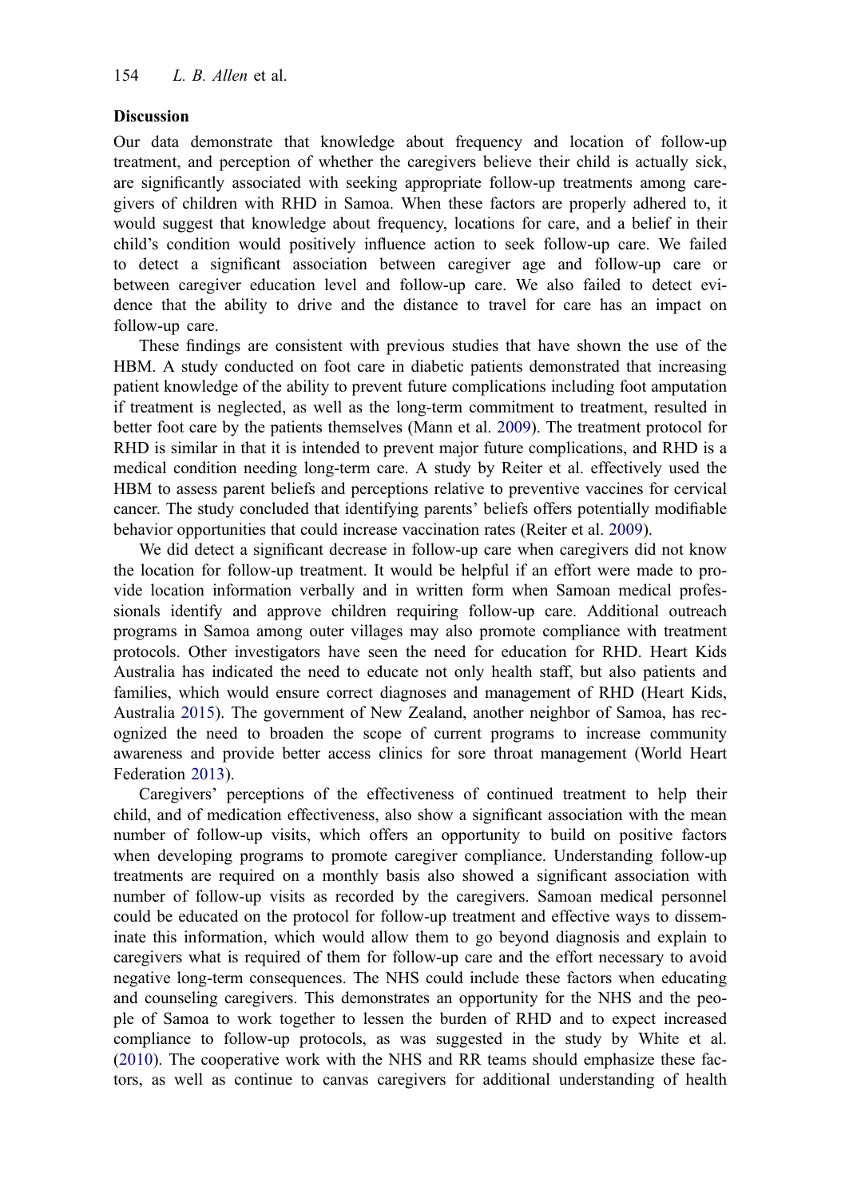### Discussion

Our data demonstrate that knowledge about frequency and location of follow-up treatment, and perception of whether the caregivers believe their child is actually sick, are significantly associated with seeking appropriate follow-up treatments among caregivers of children with RHD in Samoa. When these factors are properly adhered to, it would suggest that knowledge about frequency, locations for care, and a belief in their child's condition would positively influence action to seek follow-up care. We failed to detect a significant association between caregiver age and follow-up care or between caregiver education level and follow-up care. We also failed to detect evidence that the ability to drive and the distance to travel for care has an impact on follow-up care.

These findings are consistent with previous studies that have shown the use of the HBM. A study conducted on foot care in diabetic patients demonstrated that increasing patient knowledge of the ability to prevent future complications including foot amputation if treatment is neglected, as well as the long-term commitment to treatment, resulted in better foot care by the patients themselves (Mann et al. 2009). The treatment protocol for RHD is similar in that it is intended to prevent major future complications, and RHD is a medical condition needing long-term care. A study by Reiter et al. effectively used the HBM to assess parent beliefs and perceptions relative to preventive vaccines for cervical cancer. The study concluded that identifying parents' beliefs offers potentially modifiable behavior opportunities that could increase vaccination rates (Reiter et al. 2009).

We did detect a significant decrease in follow-up care when caregivers did not know the location for follow-up treatment. It would be helpful if an effort were made to provide location information verbally and in written form when Samoan medical professionals identify and approve children requiring follow-up care. Additional outreach programs in Samoa among outer villages may also promote compliance with treatment protocols. Other investigators have seen the need for education for RHD. Heart Kids Australia has indicated the need to educate not only health staff, but also patients and families, which would ensure correct diagnoses and management of RHD (Heart Kids, Australia 2015). The government of New Zealand, another neighbor of Samoa, has recognized the need to broaden the scope of current programs to increase community awareness and provide better access clinics for sore throat management (World Heart Federation 2013).

Caregivers' perceptions of the effectiveness of continued treatment to help their child, and of medication effectiveness, also show a significant association with the mean number of follow-up visits, which offers an opportunity to build on positive factors when developing programs to promote caregiver compliance. Understanding follow-up treatments are required on a monthly basis also showed a significant association with number of follow-up visits as recorded by the caregivers. Samoan medical personnel could be educated on the protocol for follow-up treatment and effective ways to disseminate this information, which would allow them to go beyond diagnosis and explain to caregivers what is required of them for follow-up care and the effort necessary to avoid negative long-term consequences. The NHS could include these factors when educating and counseling caregivers. This demonstrates an opportunity for the NHS and the people of Samoa to work together to lessen the burden of RHD and to expect increased compliance to follow-up protocols, as was suggested in the study by White et al. (2010). The cooperative work with the NHS and RR teams should emphasize these factors, as well as continue to canvas caregivers for additional understanding of health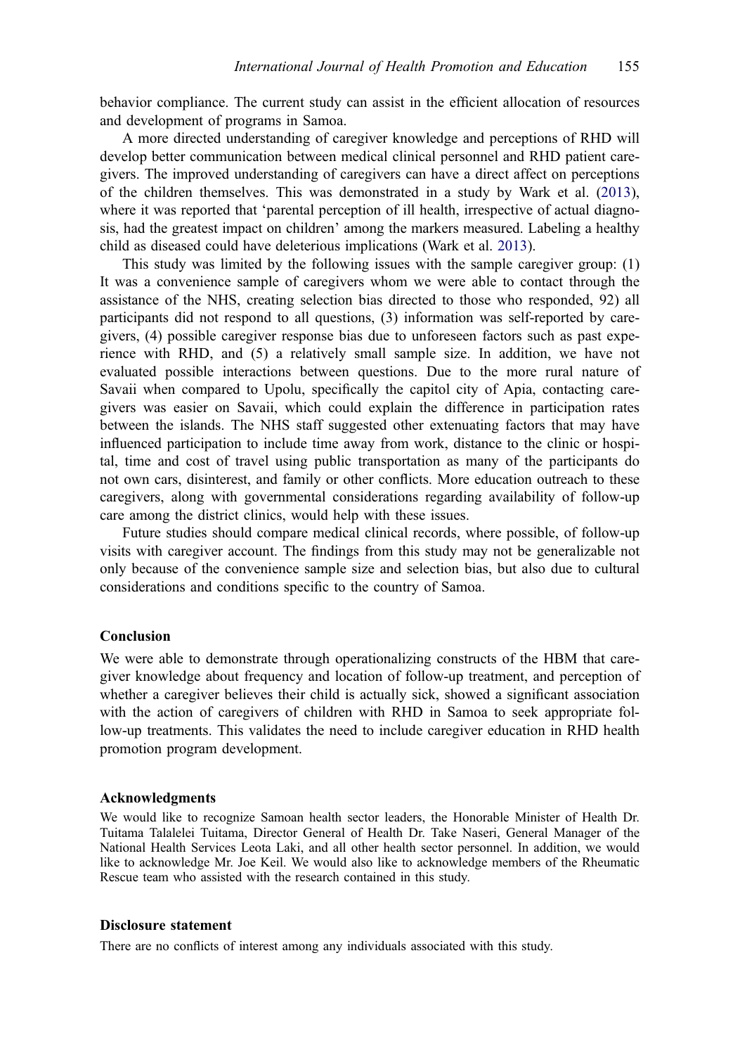behavior compliance. The current study can assist in the efficient allocation of resources and development of programs in Samoa.

A more directed understanding of caregiver knowledge and perceptions of RHD will develop better communication between medical clinical personnel and RHD patient caregivers. The improved understanding of caregivers can have a direct affect on perceptions of the children themselves. This was demonstrated in a study by Wark et al. (2013), where it was reported that 'parental perception of ill health, irrespective of actual diagnosis, had the greatest impact on children' among the markers measured. Labeling a healthy child as diseased could have deleterious implications (Wark et al. 2013).

This study was limited by the following issues with the sample caregiver group: (1) It was a convenience sample of caregivers whom we were able to contact through the assistance of the NHS, creating selection bias directed to those who responded, 92) all participants did not respond to all questions, (3) information was self-reported by caregivers, (4) possible caregiver response bias due to unforeseen factors such as past experience with RHD, and (5) a relatively small sample size. In addition, we have not evaluated possible interactions between questions. Due to the more rural nature of Savaii when compared to Upolu, specifically the capitol city of Apia, contacting caregivers was easier on Savaii, which could explain the difference in participation rates between the islands. The NHS staff suggested other extenuating factors that may have influenced participation to include time away from work, distance to the clinic or hospital, time and cost of travel using public transportation as many of the participants do not own cars, disinterest, and family or other conflicts. More education outreach to these caregivers, along with governmental considerations regarding availability of follow-up care among the district clinics, would help with these issues.

Future studies should compare medical clinical records, where possible, of follow-up visits with caregiver account. The findings from this study may not be generalizable not only because of the convenience sample size and selection bias, but also due to cultural considerations and conditions specific to the country of Samoa.

## Conclusion

We were able to demonstrate through operationalizing constructs of the HBM that caregiver knowledge about frequency and location of follow-up treatment, and perception of whether a caregiver believes their child is actually sick, showed a significant association with the action of caregivers of children with RHD in Samoa to seek appropriate follow-up treatments. This validates the need to include caregiver education in RHD health promotion program development.

### Acknowledgments

We would like to recognize Samoan health sector leaders, the Honorable Minister of Health Dr. Tuitama Talalelei Tuitama, Director General of Health Dr. Take Naseri, General Manager of the National Health Services Leota Laki, and all other health sector personnel. In addition, we would like to acknowledge Mr. Joe Keil. We would also like to acknowledge members of the Rheumatic Rescue team who assisted with the research contained in this study.

### Disclosure statement

There are no conflicts of interest among any individuals associated with this study.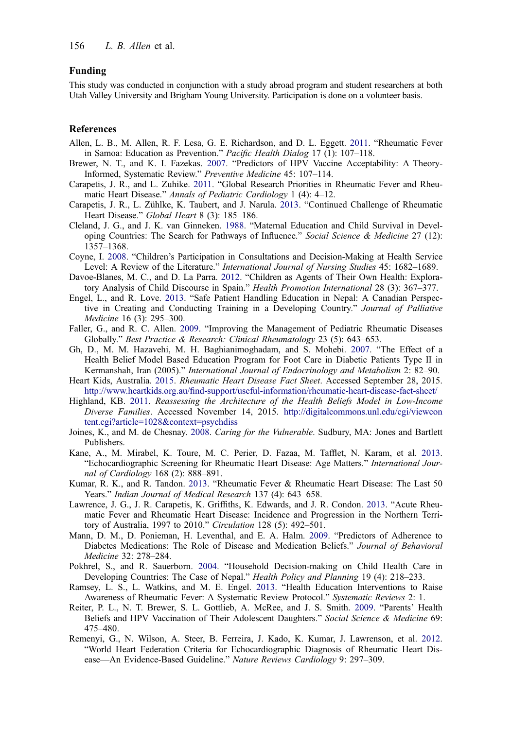## Funding

This study was conducted in conjunction with a study abroad program and student researchers at both Utah Valley University and Brigham Young University. Participation is done on a volunteer basis.

## References

Allen, L. B., M. Allen, R. F. Lesa, G. E. Richardson, and D. L. Eggett. 2011. "Rheumatic Fever in Samoa: Education as Prevention." *Pacific Health Dialog* 17 (1): 107–118.

Brewer, N. T., and K. I. Fazekas. 2007. "Predictors of HPV Vaccine Acceptability: A Theory-Informed, Systematic Review." *Preventive Medicine* 45: 107–114.

Carapetis, J. R., and L. Zuhike. 2011. "Global Research Priorities in Rheumatic Fever and Rheumatic Heart Disease." *Annals of Pediatric Cardiology* 1 (4): 4–12.

Carapetis, J. R., L. Zühlke, K. Taubert, and J. Narula. 2013. "Continued Challenge of Rheumatic Heart Disease." *Global Heart* 8 (3): 185–186.

Cleland, J. G., and J. K. van Ginneken. 1988. "Maternal Education and Child Survival in Developing Countries: The Search for Pathways of Influence." *Social Science & Medicine* 27 (12): 1357–1368.

Coyne, I. 2008. "Children's Participation in Consultations and Decision-Making at Health Service Level: A Review of the Literature." *International Journal of Nursing Studies* 45: 1682–1689.

Davoe-Blanes, M. C., and D. La Parra. 2012. "Children as Agents of Their Own Health: Exploratory Analysis of Child Discourse in Spain." *Health Promotion International* 28 (3): 367–377.

Engel, L., and R. Love. 2013. "Safe Patient Handling Education in Nepal: A Canadian Perspective in Creating and Conducting Training in a Developing Country." *Journal of Palliative Medicine* 16 (3): 295–300.

Faller, G., and R. C. Allen. 2009. "Improving the Management of Pediatric Rheumatic Diseases Globally." *Best Practice & Research: Clinical Rheumatology* 23 (5): 643–653.

Gh, D., M. M. Hazavehi, M. H. Baghianimoghadam, and S. Mohebi. 2007. "The Effect of a Health Belief Model Based Education Program for Foot Care in Diabetic Patients Type II in Kermanshah, Iran (2005)." *International Journal of Endocrinology and Metabolism* 2: 82–90.

Heart Kids, Australia. 2015. *Rheumatic Heart Disease Fact Sheet*. Accessed September 28, 2015. http://www.heartkids.org.au/find-support/useful-information/rheumatic-heart-disease-fact-sheet/

Highland, KB. 2011. *Reassessing the Architecture of the Health Beliefs Model in Low-Income Diverse Families*. Accessed November 14, 2015. http://digitalcommons.unl.edu/cgi/viewcontent.cgi?article=1028&context=psychdiss

Joines, K., and M. de Chesnay. 2008. *Caring for the Vulnerable*. Sudbury, MA: Jones and Bartlett Publishers.

Kane, A., M. Mirabel, K. Toure, M. C. Perier, D. Fazaa, M. Tafflet, N. Karam, et al. 2013. "Echocardiographic Screening for Rheumatic Heart Disease: Age Matters." *International Journal of Cardiology* 168 (2): 888–891.

Kumar, R. K., and R. Tandon. 2013. "Rheumatic Fever & Rheumatic Heart Disease: The Last 50 Years." *Indian Journal of Medical Research* 137 (4): 643–658.

Lawrence, J. G., J. R. Carapetis, K. Griffiths, K. Edwards, and J. R. Condon. 2013. "Acute Rheumatic Fever and Rheumatic Heart Disease: Incidence and Progression in the Northern Territory of Australia, 1997 to 2010." *Circulation* 128 (5): 492–501.

Mann, D. M., D. Ponieman, H. Leventhal, and E. A. Halm. 2009. "Predictors of Adherence to Diabetes Medications: The Role of Disease and Medication Beliefs." *Journal of Behavioral Medicine* 32: 278–284.

Pokhrel, S., and R. Sauerborn. 2004. "Household Decision-making on Child Health Care in Developing Countries: The Case of Nepal." *Health Policy and Planning* 19 (4): 218–233.

Ramsey, L. S., L. Watkins, and M. E. Engel. 2013. "Health Education Interventions to Raise Awareness of Rheumatic Fever: A Systematic Review Protocol." *Systematic Reviews* 2: 1.

Reiter, P. L., N. T. Brewer, S. L. Gottlieb, A. McRee, and J. S. Smith. 2009. "Parents' Health Beliefs and HPV Vaccination of Their Adolescent Daughters." *Social Science & Medicine* 69: 475–480.

Remenyi, G., N. Wilson, A. Steer, B. Ferreira, J. Kado, K. Kumar, J. Lawrenson, et al. 2012. "World Heart Federation Criteria for Echocardiographic Diagnosis of Rheumatic Heart Disease—An Evidence-Based Guideline." *Nature Reviews Cardiology* 9: 297–309.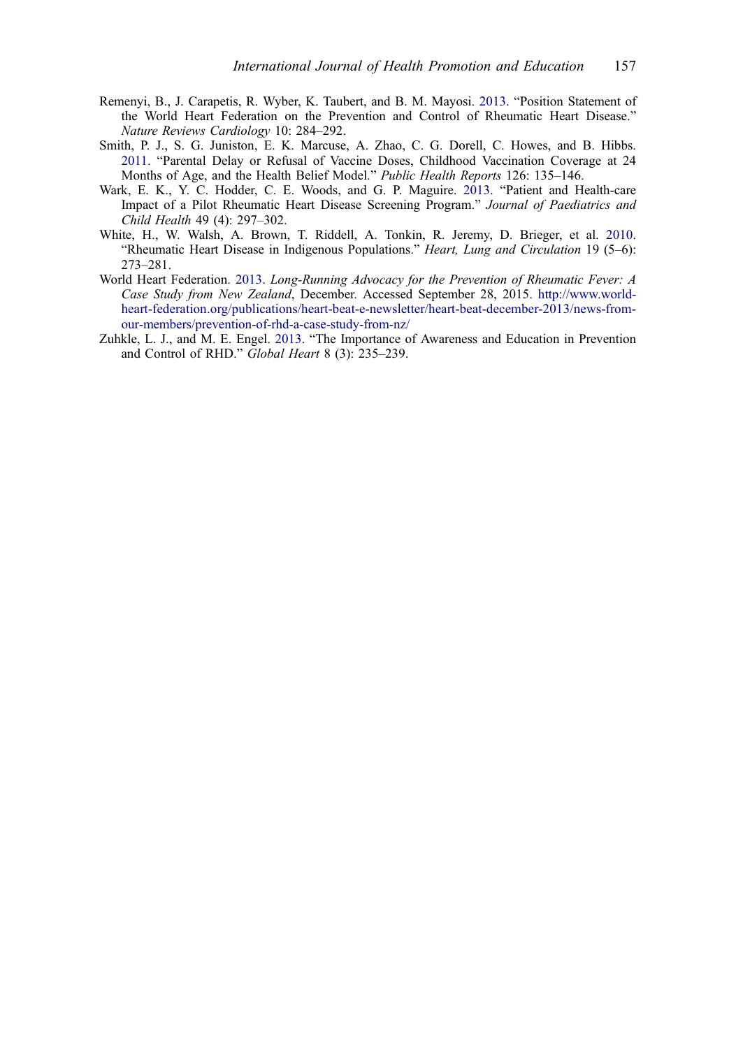Remenyi, B., J. Carapetis, R. Wyber, K. Taubert, and B. M. Mayosi. 2013. "Position Statement of the World Heart Federation on the Prevention and Control of Rheumatic Heart Disease." *Nature Reviews Cardiology* 10: 284–292.

Smith, P. J., S. G. Juniston, E. K. Marcuse, A. Zhao, C. G. Dorell, C. Howes, and B. Hibbs. 2011. "Parental Delay or Refusal of Vaccine Doses, Childhood Vaccination Coverage at 24 Months of Age, and the Health Belief Model." *Public Health Reports* 126: 135–146.

Wark, E. K., Y. C. Hodder, C. E. Woods, and G. P. Maguire. 2013. "Patient and Health-care Impact of a Pilot Rheumatic Heart Disease Screening Program." *Journal of Paediatrics and Child Health* 49 (4): 297–302.

White, H., W. Walsh, A. Brown, T. Riddell, A. Tonkin, R. Jeremy, D. Brieger, et al. 2010. "Rheumatic Heart Disease in Indigenous Populations." *Heart, Lung and Circulation* 19 (5–6): 273–281.

World Heart Federation. 2013. *Long-Running Advocacy for the Prevention of Rheumatic Fever: A Case Study from New Zealand*, December. Accessed September 28, 2015. http://www.world-heart-federation.org/publications/heart-beat-e-newsletter/heart-beat-december-2013/news-from-our-members/prevention-of-rhd-a-case-study-from-nz/

Zuhkle, L. J., and M. E. Engel. 2013. "The Importance of Awareness and Education in Prevention and Control of RHD." *Global Heart* 8 (3): 235–239.